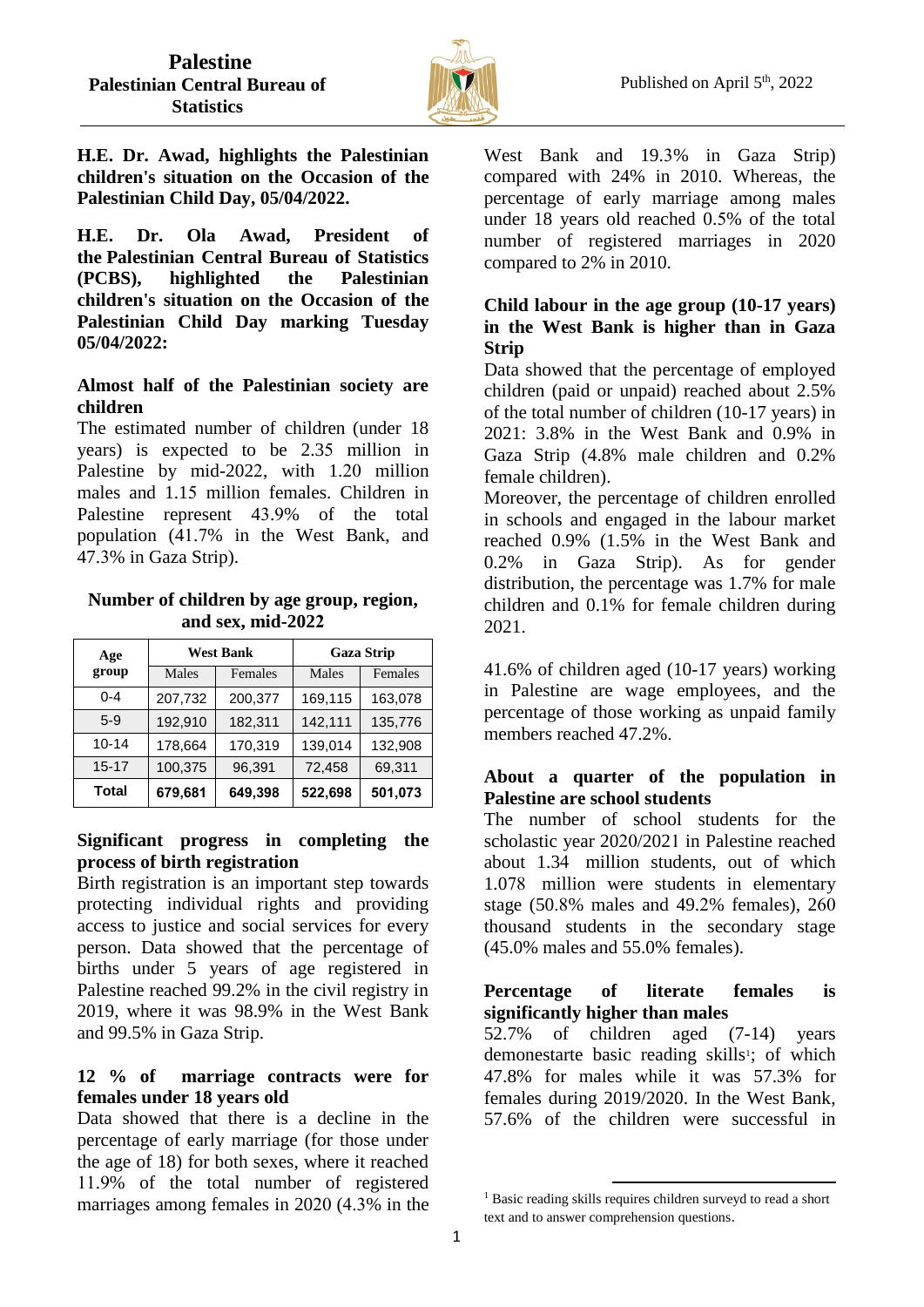**Palestine**
**Palestinian Central Bureau of Statistics**

Published on April 5th, 2022

**H.E. Dr. Awad, highlights the Palestinian children's situation on the Occasion of the Palestinian Child Day, 05/04/2022.**

**H.E. Dr. Ola Awad, President of the Palestinian Central Bureau of Statistics (PCBS), highlighted the Palestinian children's situation on the Occasion of the Palestinian Child Day marking Tuesday 05/04/2022:**

### Almost half of the Palestinian society are children

The estimated number of children (under 18 years) is expected to be 2.35 million in Palestine by mid-2022, with 1.20 million males and 1.15 million females. Children in Palestine represent 43.9% of the total population (41.7% in the West Bank, and 47.3% in Gaza Strip).

**Number of children by age group, region, and sex, mid-2022**

| Age group | West Bank | | Gaza Strip | |
|---|---|---|---|---|
| | Males | Females | Males | Females |
| 0-4 | 207,732 | 200,377 | 169,115 | 163,078 |
| 5-9 | 192,910 | 182,311 | 142,111 | 135,776 |
| 10-14 | 178,664 | 170,319 | 139,014 | 132,908 |
| 15-17 | 100,375 | 96,391 | 72,458 | 69,311 |
| **Total** | **679,681** | **649,398** | **522,698** | **501,073** |

### Significant progress in completing the process of birth registration

Birth registration is an important step towards protecting individual rights and providing access to justice and social services for every person. Data showed that the percentage of births under 5 years of age registered in Palestine reached 99.2% in the civil registry in 2019, where it was 98.9% in the West Bank and 99.5% in Gaza Strip.

### 12 % of marriage contracts were for females under 18 years old

Data showed that there is a decline in the percentage of early marriage (for those under the age of 18) for both sexes, where it reached 11.9% of the total number of registered marriages among females in 2020 (4.3% in the West Bank and 19.3% in Gaza Strip) compared with 24% in 2010. Whereas, the percentage of early marriage among males under 18 years old reached 0.5% of the total number of registered marriages in 2020 compared to 2% in 2010.

### Child labour in the age group (10-17 years) in the West Bank is higher than in Gaza Strip

Data showed that the percentage of employed children (paid or unpaid) reached about 2.5% of the total number of children (10-17 years) in 2021: 3.8% in the West Bank and 0.9% in Gaza Strip (4.8% male children and 0.2% female children).

Moreover, the percentage of children enrolled in schools and engaged in the labour market reached 0.9% (1.5% in the West Bank and 0.2% in Gaza Strip). As for gender distribution, the percentage was 1.7% for male children and 0.1% for female children during 2021.

41.6% of children aged (10-17 years) working in Palestine are wage employees, and the percentage of those working as unpaid family members reached 47.2%.

### About a quarter of the population in Palestine are school students

The number of school students for the scholastic year 2020/2021 in Palestine reached about 1.34 million students, out of which 1.078 million were students in elementary stage (50.8% males and 49.2% females), 260 thousand students in the secondary stage (45.0% males and 55.0% females).

### Percentage of literate females is significantly higher than males

52.7% of children aged (7-14) years demonestarte basic reading skills[1]; of which 47.8% for males while it was 57.3% for females during 2019/2020. In the West Bank, 57.6% of the children were successful in

[1] Basic reading skills requires children surveyd to read a short text and to answer comprehension questions.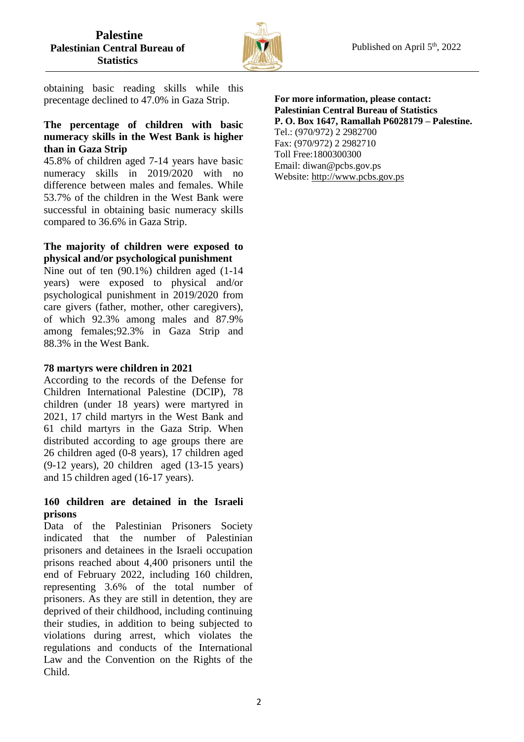obtaining basic reading skills while this precentage declined to 47.0% in Gaza Strip.

**The percentage of children with basic numeracy skills in the West Bank is higher than in Gaza Strip**

45.8% of children aged 7-14 years have basic numeracy skills in 2019/2020 with no difference between males and females. While 53.7% of the children in the West Bank were successful in obtaining basic numeracy skills compared to 36.6% in Gaza Strip.

**The majority of children were exposed to physical and/or psychological punishment**

Nine out of ten (90.1%) children aged (1-14 years) were exposed to physical and/or psychological punishment in 2019/2020 from care givers (father, mother, other caregivers), of which 92.3% among males and 87.9% among females;92.3% in Gaza Strip and 88.3% in the West Bank.

**78 martyrs were children in 2021**

According to the records of the Defense for Children International Palestine (DCIP), 78 children (under 18 years) were martyred in 2021, 17 child martyrs in the West Bank and 61 child martyrs in the Gaza Strip. When distributed according to age groups there are 26 children aged (0-8 years), 17 children aged (9-12 years), 20 children aged (13-15 years) and 15 children aged (16-17 years).

**160 children are detained in the Israeli prisons**

Data of the Palestinian Prisoners Society indicated that the number of Palestinian prisoners and detainees in the Israeli occupation prisons reached about 4,400 prisoners until the end of February 2022, including 160 children, representing 3.6% of the total number of prisoners. As they are still in detention, they are deprived of their childhood, including continuing their studies, in addition to being subjected to violations during arrest, which violates the regulations and conducts of the International Law and the Convention on the Rights of the Child.

**For more information, please contact:**
**Palestinian Central Bureau of Statistics**
**P. O. Box 1647, Ramallah P6028179 – Palestine.**
Tel.: (970/972) 2 2982700
Fax: (970/972) 2 2982710
Toll Free:1800300300
Email: diwan@pcbs.gov.ps
Website: http://www.pcbs.gov.ps